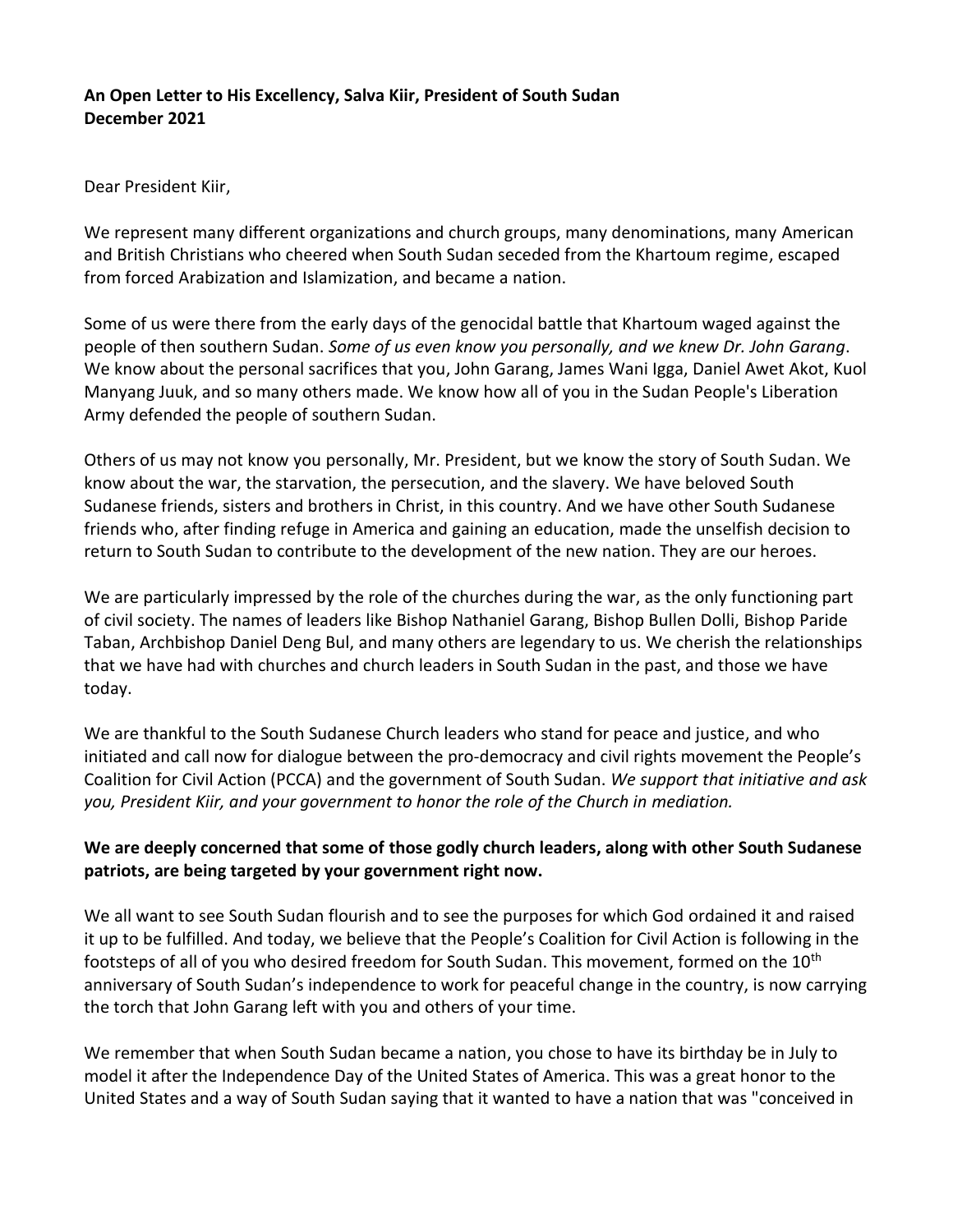**An Open Letter to His Excellency, Salva Kiir, President of South Sudan**
**December 2021**

Dear President Kiir,

We represent many different organizations and church groups, many denominations, many American and British Christians who cheered when South Sudan seceded from the Khartoum regime, escaped from forced Arabization and Islamization, and became a nation.

Some of us were there from the early days of the genocidal battle that Khartoum waged against the people of then southern Sudan. *Some of us even know you personally, and we knew Dr. John Garang*. We know about the personal sacrifices that you, John Garang, James Wani Igga, Daniel Awet Akot, Kuol Manyang Juuk, and so many others made. We know how all of you in the Sudan People's Liberation Army defended the people of southern Sudan.

Others of us may not know you personally, Mr. President, but we know the story of South Sudan. We know about the war, the starvation, the persecution, and the slavery. We have beloved South Sudanese friends, sisters and brothers in Christ, in this country. And we have other South Sudanese friends who, after finding refuge in America and gaining an education, made the unselfish decision to return to South Sudan to contribute to the development of the new nation. They are our heroes.

We are particularly impressed by the role of the churches during the war, as the only functioning part of civil society. The names of leaders like Bishop Nathaniel Garang, Bishop Bullen Dolli, Bishop Paride Taban, Archbishop Daniel Deng Bul, and many others are legendary to us. We cherish the relationships that we have had with churches and church leaders in South Sudan in the past, and those we have today.

We are thankful to the South Sudanese Church leaders who stand for peace and justice, and who initiated and call now for dialogue between the pro-democracy and civil rights movement the People's Coalition for Civil Action (PCCA) and the government of South Sudan. *We support that initiative and ask you, President Kiir, and your government to honor the role of the Church in mediation.*

**We are deeply concerned that some of those godly church leaders, along with other South Sudanese patriots, are being targeted by your government right now.**

We all want to see South Sudan flourish and to see the purposes for which God ordained it and raised it up to be fulfilled. And today, we believe that the People's Coalition for Civil Action is following in the footsteps of all of you who desired freedom for South Sudan. This movement, formed on the 10th anniversary of South Sudan's independence to work for peaceful change in the country, is now carrying the torch that John Garang left with you and others of your time.

We remember that when South Sudan became a nation, you chose to have its birthday be in July to model it after the Independence Day of the United States of America. This was a great honor to the United States and a way of South Sudan saying that it wanted to have a nation that was "conceived in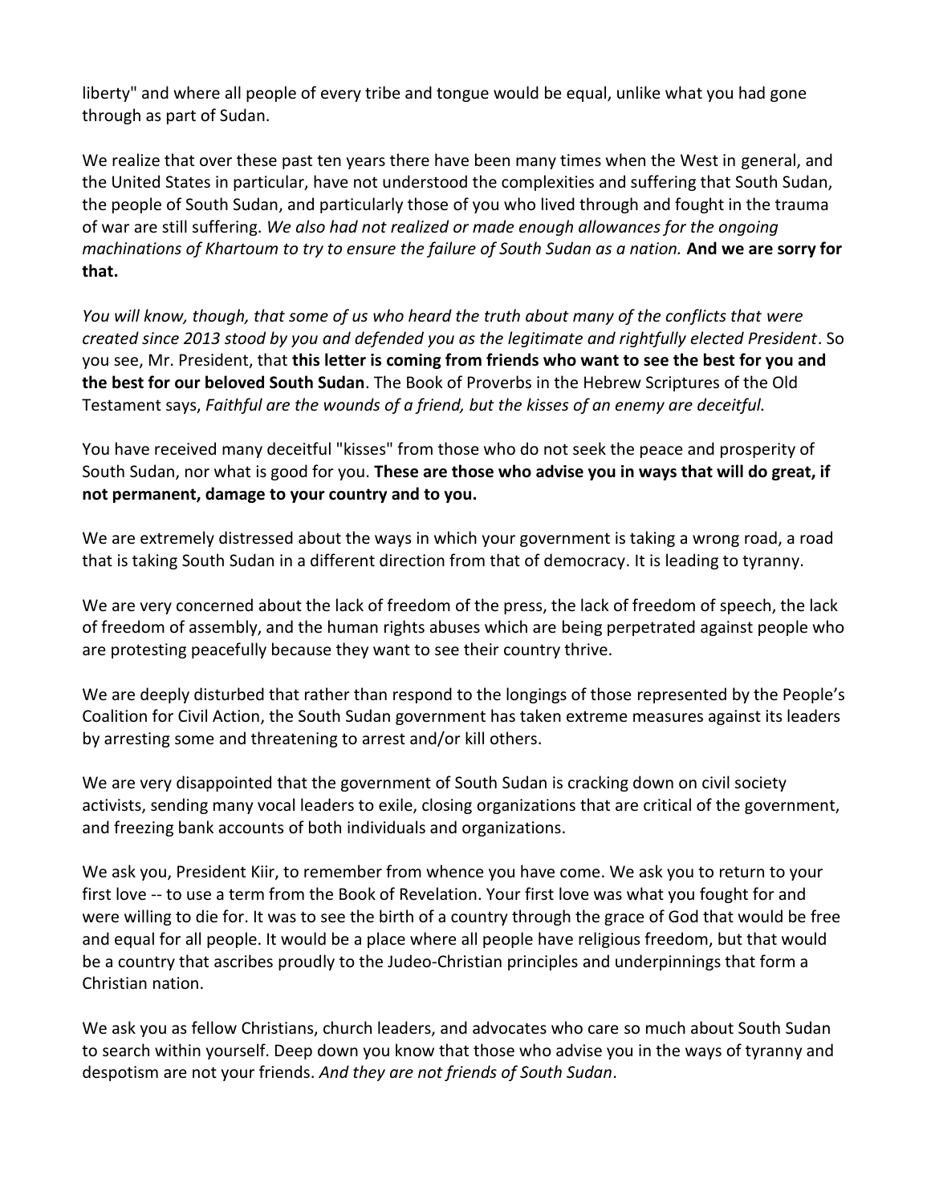liberty" and where all people of every tribe and tongue would be equal, unlike what you had gone through as part of Sudan.

We realize that over these past ten years there have been many times when the West in general, and the United States in particular, have not understood the complexities and suffering that South Sudan, the people of South Sudan, and particularly those of you who lived through and fought in the trauma of war are still suffering. *We also had not realized or made enough allowances for the ongoing machinations of Khartoum to try to ensure the failure of South Sudan as a nation.* **And we are sorry for that.**

*You will know, though, that some of us who heard the truth about many of the conflicts that were created since 2013 stood by you and defended you as the legitimate and rightfully elected President*. So you see, Mr. President, that **this letter is coming from friends who want to see the best for you and the best for our beloved South Sudan**. The Book of Proverbs in the Hebrew Scriptures of the Old Testament says, *Faithful are the wounds of a friend, but the kisses of an enemy are deceitful.*

You have received many deceitful "kisses" from those who do not seek the peace and prosperity of South Sudan, nor what is good for you. **These are those who advise you in ways that will do great, if not permanent, damage to your country and to you.**

We are extremely distressed about the ways in which your government is taking a wrong road, a road that is taking South Sudan in a different direction from that of democracy. It is leading to tyranny.

We are very concerned about the lack of freedom of the press, the lack of freedom of speech, the lack of freedom of assembly, and the human rights abuses which are being perpetrated against people who are protesting peacefully because they want to see their country thrive.

We are deeply disturbed that rather than respond to the longings of those represented by the People's Coalition for Civil Action, the South Sudan government has taken extreme measures against its leaders by arresting some and threatening to arrest and/or kill others.

We are very disappointed that the government of South Sudan is cracking down on civil society activists, sending many vocal leaders to exile, closing organizations that are critical of the government, and freezing bank accounts of both individuals and organizations.

We ask you, President Kiir, to remember from whence you have come. We ask you to return to your first love -- to use a term from the Book of Revelation. Your first love was what you fought for and were willing to die for. It was to see the birth of a country through the grace of God that would be free and equal for all people. It would be a place where all people have religious freedom, but that would be a country that ascribes proudly to the Judeo-Christian principles and underpinnings that form a Christian nation.

We ask you as fellow Christians, church leaders, and advocates who care so much about South Sudan to search within yourself. Deep down you know that those who advise you in the ways of tyranny and despotism are not your friends. *And they are not friends of South Sudan*.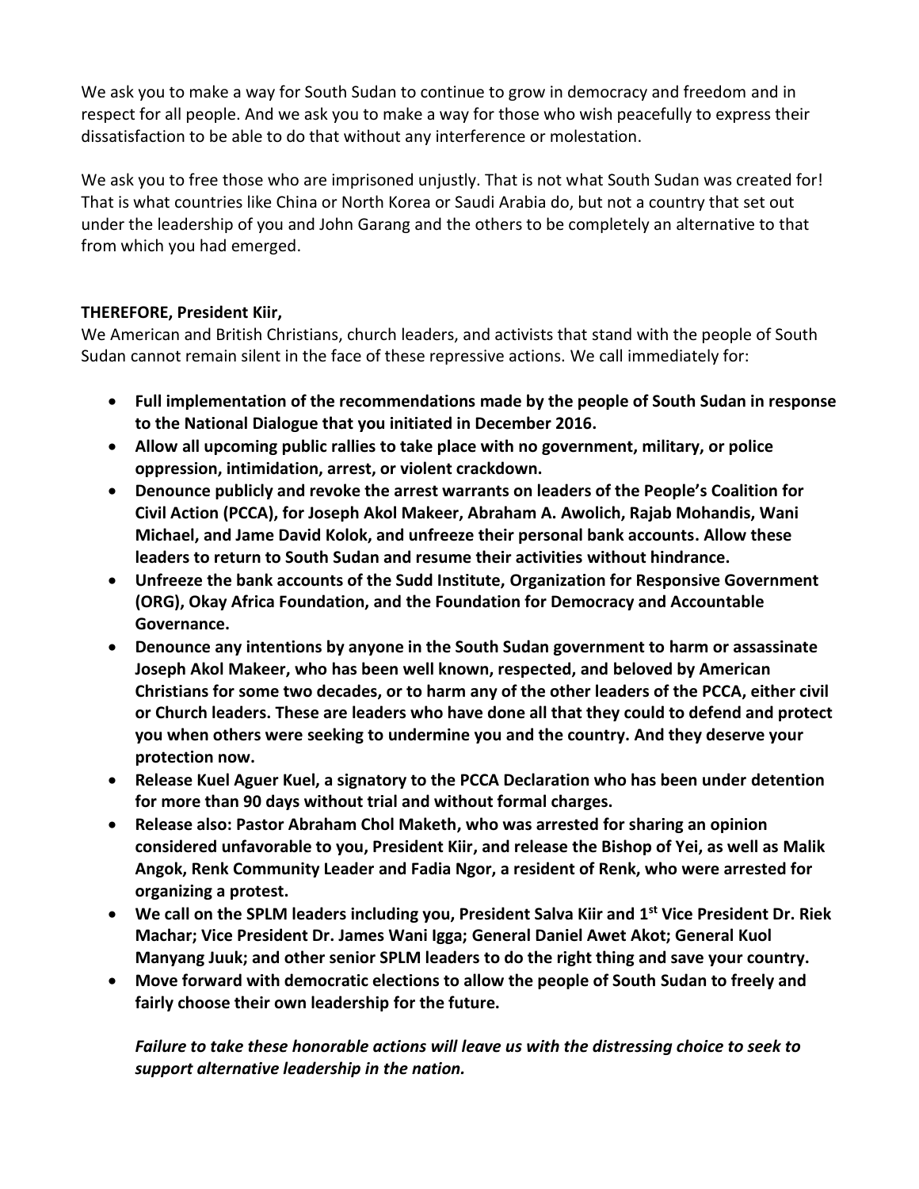We ask you to make a way for South Sudan to continue to grow in democracy and freedom and in respect for all people. And we ask you to make a way for those who wish peacefully to express their dissatisfaction to be able to do that without any interference or molestation.

We ask you to free those who are imprisoned unjustly. That is not what South Sudan was created for! That is what countries like China or North Korea or Saudi Arabia do, but not a country that set out under the leadership of you and John Garang and the others to be completely an alternative to that from which you had emerged.

**THEREFORE, President Kiir,**

We American and British Christians, church leaders, and activists that stand with the people of South Sudan cannot remain silent in the face of these repressive actions. We call immediately for:

- **Full implementation of the recommendations made by the people of South Sudan in response to the National Dialogue that you initiated in December 2016.**
- **Allow all upcoming public rallies to take place with no government, military, or police oppression, intimidation, arrest, or violent crackdown.**
- **Denounce publicly and revoke the arrest warrants on leaders of the People's Coalition for Civil Action (PCCA), for Joseph Akol Makeer, Abraham A. Awolich, Rajab Mohandis, Wani Michael, and Jame David Kolok, and unfreeze their personal bank accounts. Allow these leaders to return to South Sudan and resume their activities without hindrance.**
- **Unfreeze the bank accounts of the Sudd Institute, Organization for Responsive Government (ORG), Okay Africa Foundation, and the Foundation for Democracy and Accountable Governance.**
- **Denounce any intentions by anyone in the South Sudan government to harm or assassinate Joseph Akol Makeer, who has been well known, respected, and beloved by American Christians for some two decades, or to harm any of the other leaders of the PCCA, either civil or Church leaders. These are leaders who have done all that they could to defend and protect you when others were seeking to undermine you and the country. And they deserve your protection now.**
- **Release Kuel Aguer Kuel, a signatory to the PCCA Declaration who has been under detention for more than 90 days without trial and without formal charges.**
- **Release also: Pastor Abraham Chol Maketh, who was arrested for sharing an opinion considered unfavorable to you, President Kiir, and release the Bishop of Yei, as well as Malik Angok, Renk Community Leader and Fadia Ngor, a resident of Renk, who were arrested for organizing a protest.**
- **We call on the SPLM leaders including you, President Salva Kiir and 1st Vice President Dr. Riek Machar; Vice President Dr. James Wani Igga; General Daniel Awet Akot; General Kuol Manyang Juuk; and other senior SPLM leaders to do the right thing and save your country.**
- **Move forward with democratic elections to allow the people of South Sudan to freely and fairly choose their own leadership for the future.**

***Failure to take these honorable actions will leave us with the distressing choice to seek to support alternative leadership in the nation.***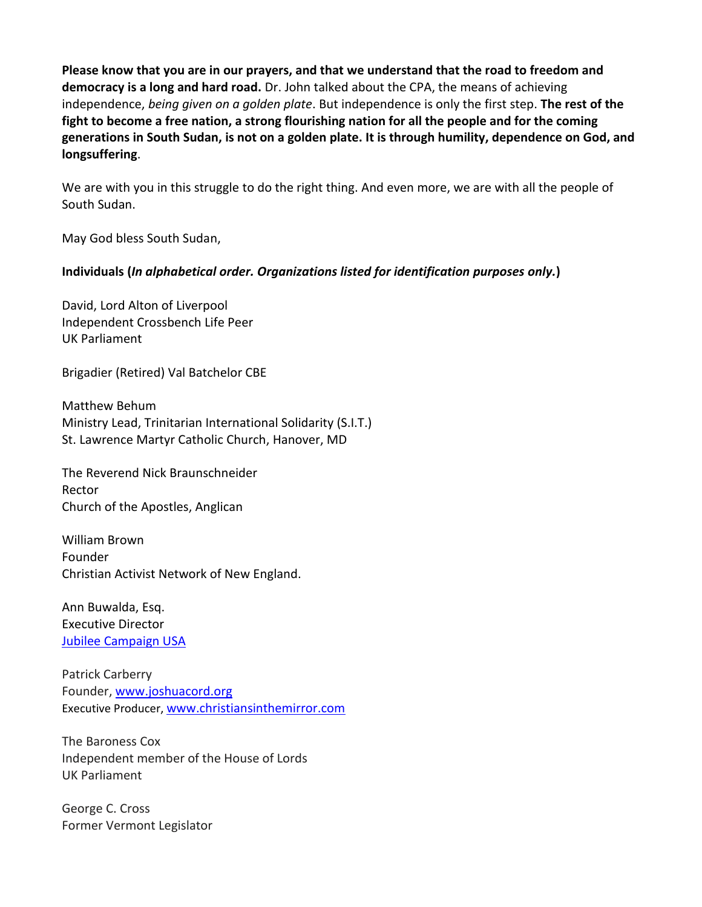**Please know that you are in our prayers, and that we understand that the road to freedom and democracy is a long and hard road.** Dr. John talked about the CPA, the means of achieving independence, *being given on a golden plate*. But independence is only the first step. **The rest of the fight to become a free nation, a strong flourishing nation for all the people and for the coming generations in South Sudan, is not on a golden plate. It is through humility, dependence on God, and longsuffering**.

We are with you in this struggle to do the right thing. And even more, we are with all the people of South Sudan.

May God bless South Sudan,

**Individuals (*In alphabetical order. Organizations listed for identification purposes only.*)**

David, Lord Alton of Liverpool
Independent Crossbench Life Peer
UK Parliament

Brigadier (Retired) Val Batchelor CBE

Matthew Behum
Ministry Lead, Trinitarian International Solidarity (S.I.T.)
St. Lawrence Martyr Catholic Church, Hanover, MD

The Reverend Nick Braunschneider
Rector
Church of the Apostles, Anglican

William Brown
Founder
Christian Activist Network of New England.

Ann Buwalda, Esq.
Executive Director
[Jubilee Campaign USA]()

Patrick Carberry
Founder, [www.joshuacord.org](www.joshuacord.org)
Executive Producer, [www.christiansinthemirror.com](www.christiansinthemirror.com)

The Baroness Cox
Independent member of the House of Lords
UK Parliament

George C. Cross
Former Vermont Legislator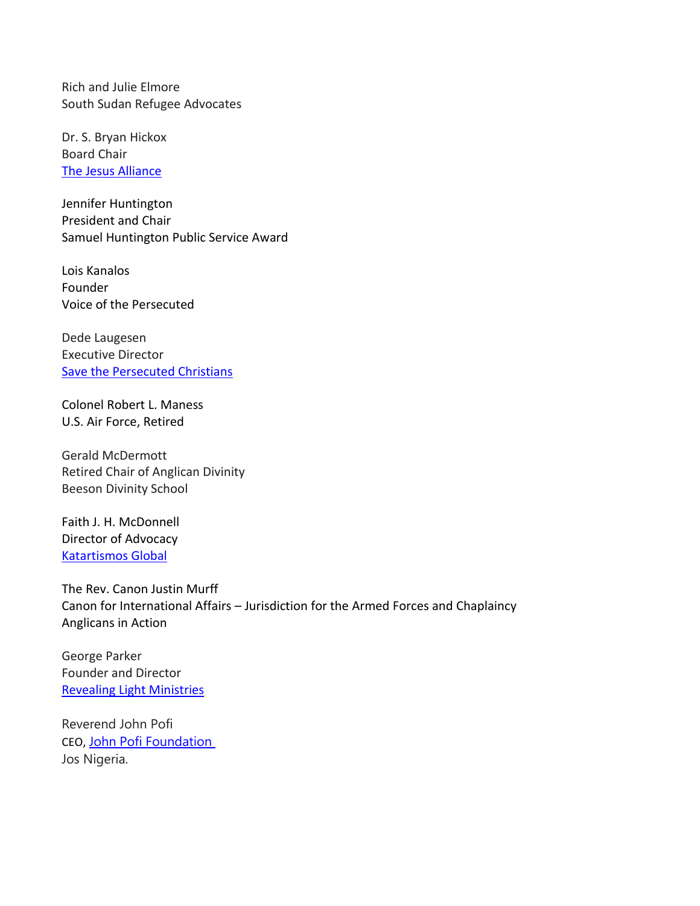Rich and Julie Elmore
South Sudan Refugee Advocates

Dr. S. Bryan Hickox
Board Chair
The Jesus Alliance

Jennifer Huntington
President and Chair
Samuel Huntington Public Service Award

Lois Kanalos
Founder
Voice of the Persecuted

Dede Laugesen
Executive Director
Save the Persecuted Christians

Colonel Robert L. Maness
U.S. Air Force, Retired

Gerald McDermott
Retired Chair of Anglican Divinity
Beeson Divinity School

Faith J. H. McDonnell
Director of Advocacy
Katartismos Global

The Rev. Canon Justin Murff
Canon for International Affairs – Jurisdiction for the Armed Forces and Chaplaincy
Anglicans in Action

George Parker
Founder and Director
Revealing Light Ministries

Reverend John Pofi
CEO, John Pofi Foundation
Jos Nigeria.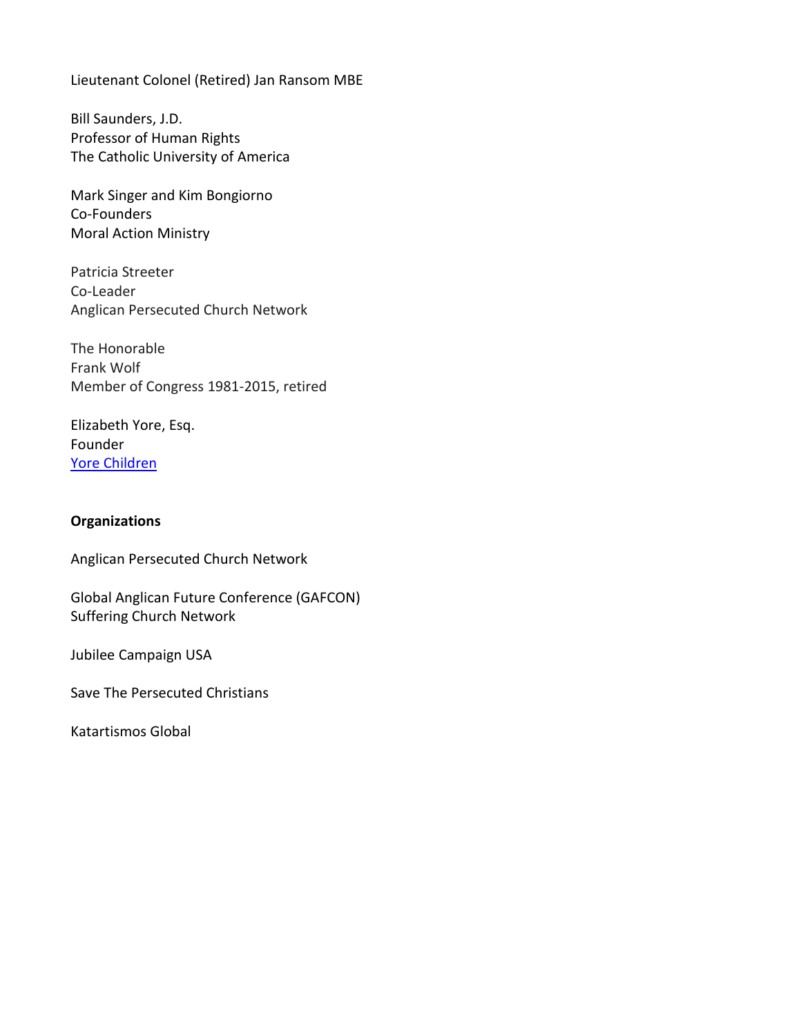Lieutenant Colonel (Retired) Jan Ransom MBE

Bill Saunders, J.D.
Professor of Human Rights
The Catholic University of America

Mark Singer and Kim Bongiorno
Co-Founders
Moral Action Ministry

Patricia Streeter
Co-Leader
Anglican Persecuted Church Network

The Honorable
Frank Wolf
Member of Congress 1981-2015, retired

Elizabeth Yore, Esq.
Founder
Yore Children

**Organizations**

Anglican Persecuted Church Network

Global Anglican Future Conference (GAFCON)
Suffering Church Network

Jubilee Campaign USA

Save The Persecuted Christians

Katartismos Global